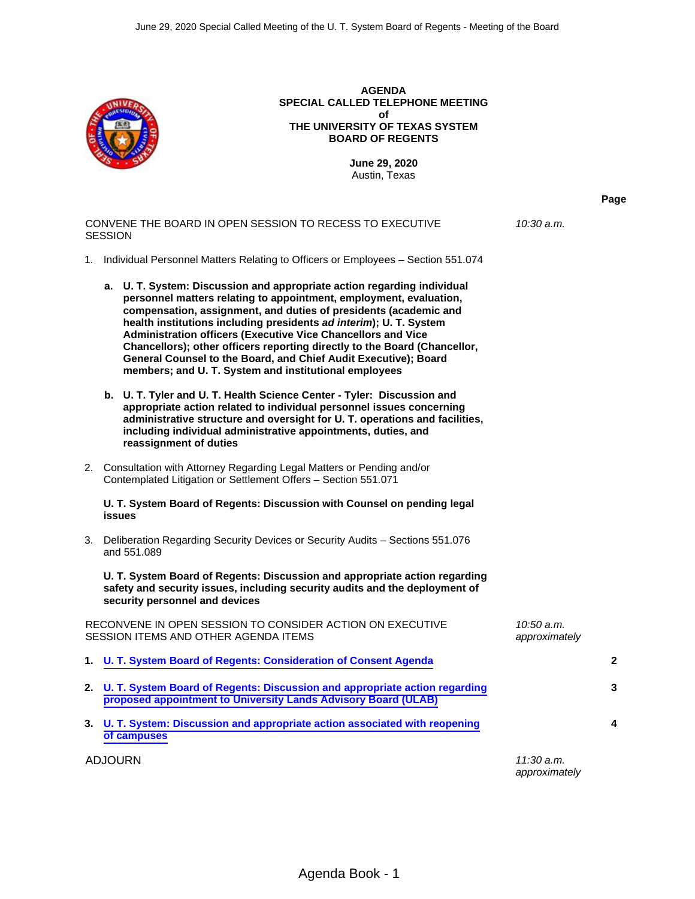**AGENDA**
**SPECIAL CALLED TELEPHONE MEETING**
**of**
**THE UNIVERSITY OF TEXAS SYSTEM**
**BOARD OF REGENTS**

**June 29, 2020**
Austin, Texas

| | | **Page** |
|---|---|---|
| CONVENE THE BOARD IN OPEN SESSION TO RECESS TO EXECUTIVE SESSION | *10:30 a.m.* | |

1. Individual Personnel Matters Relating to Officers or Employees – Section 551.074

   **a. U. T. System: Discussion and appropriate action regarding individual personnel matters relating to appointment, employment, evaluation, compensation, assignment, and duties of presidents (academic and health institutions including presidents *ad interim*); U. T. System Administration officers (Executive Vice Chancellors and Vice Chancellors); other officers reporting directly to the Board (Chancellor, General Counsel to the Board, and Chief Audit Executive); Board members; and U. T. System and institutional employees**

   **b. U. T. Tyler and U. T. Health Science Center - Tyler: Discussion and appropriate action related to individual personnel issues concerning administrative structure and oversight for U. T. operations and facilities, including individual administrative appointments, duties, and reassignment of duties**

2. Consultation with Attorney Regarding Legal Matters or Pending and/or Contemplated Litigation or Settlement Offers – Section 551.071

   **U. T. System Board of Regents: Discussion with Counsel on pending legal issues**

3. Deliberation Regarding Security Devices or Security Audits – Sections 551.076 and 551.089

   **U. T. System Board of Regents: Discussion and appropriate action regarding safety and security issues, including security audits and the deployment of security personnel and devices**

| | | |
|---|---|---|
| RECONVENE IN OPEN SESSION TO CONSIDER ACTION ON EXECUTIVE SESSION ITEMS AND OTHER AGENDA ITEMS | *10:50 a.m. approximately* | |
| **1. U. T. System Board of Regents: Consideration of Consent Agenda** | | **2** |
| **2. U. T. System Board of Regents: Discussion and appropriate action regarding proposed appointment to University Lands Advisory Board (ULAB)** | | **3** |
| **3. U. T. System: Discussion and appropriate action associated with reopening of campuses** | | **4** |
| ADJOURN | *11:30 a.m. approximately* | |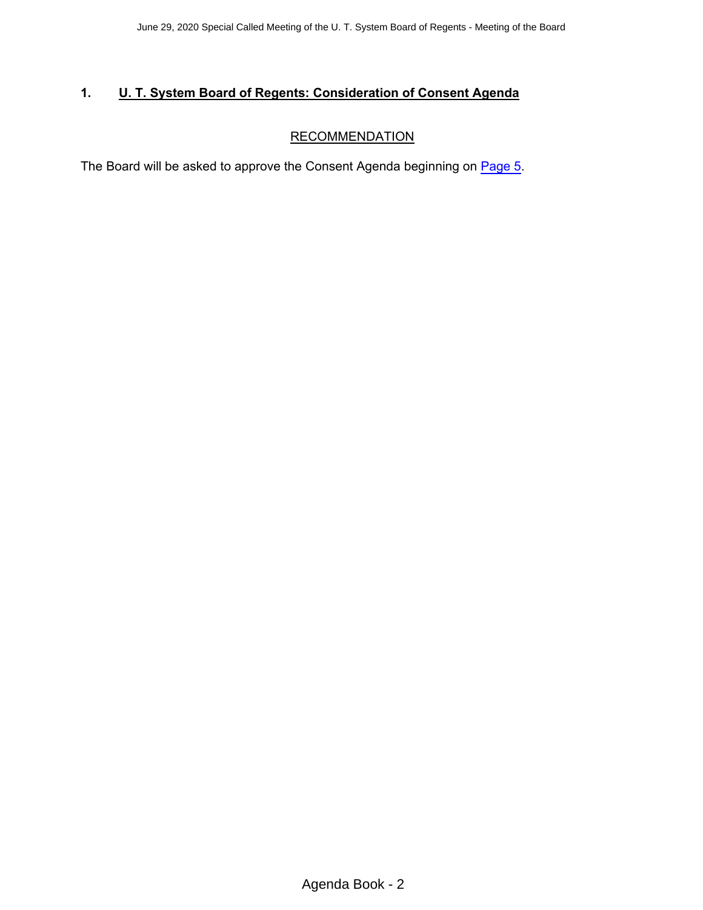## 1. U. T. System Board of Regents: Consideration of Consent Agenda

### RECOMMENDATION

The Board will be asked to approve the Consent Agenda beginning on Page 5.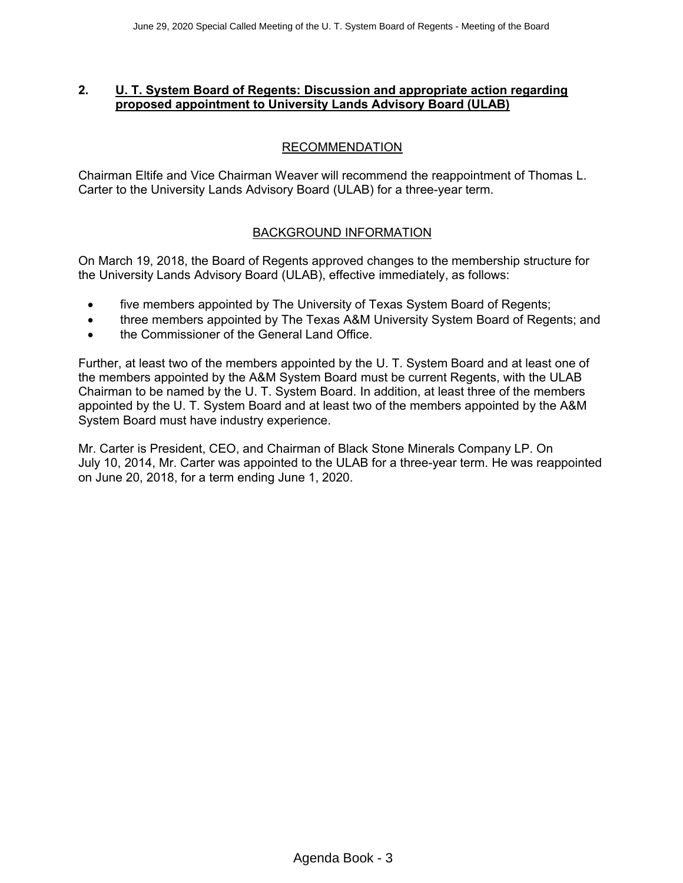## 2. U. T. System Board of Regents: Discussion and appropriate action regarding proposed appointment to University Lands Advisory Board (ULAB)

### RECOMMENDATION

Chairman Eltife and Vice Chairman Weaver will recommend the reappointment of Thomas L. Carter to the University Lands Advisory Board (ULAB) for a three-year term.

### BACKGROUND INFORMATION

On March 19, 2018, the Board of Regents approved changes to the membership structure for the University Lands Advisory Board (ULAB), effective immediately, as follows:

- five members appointed by The University of Texas System Board of Regents;
- three members appointed by The Texas A&M University System Board of Regents; and
- the Commissioner of the General Land Office.

Further, at least two of the members appointed by the U. T. System Board and at least one of the members appointed by the A&M System Board must be current Regents, with the ULAB Chairman to be named by the U. T. System Board. In addition, at least three of the members appointed by the U. T. System Board and at least two of the members appointed by the A&M System Board must have industry experience.

Mr. Carter is President, CEO, and Chairman of Black Stone Minerals Company LP. On July 10, 2014, Mr. Carter was appointed to the ULAB for a three-year term. He was reappointed on June 20, 2018, for a term ending June 1, 2020.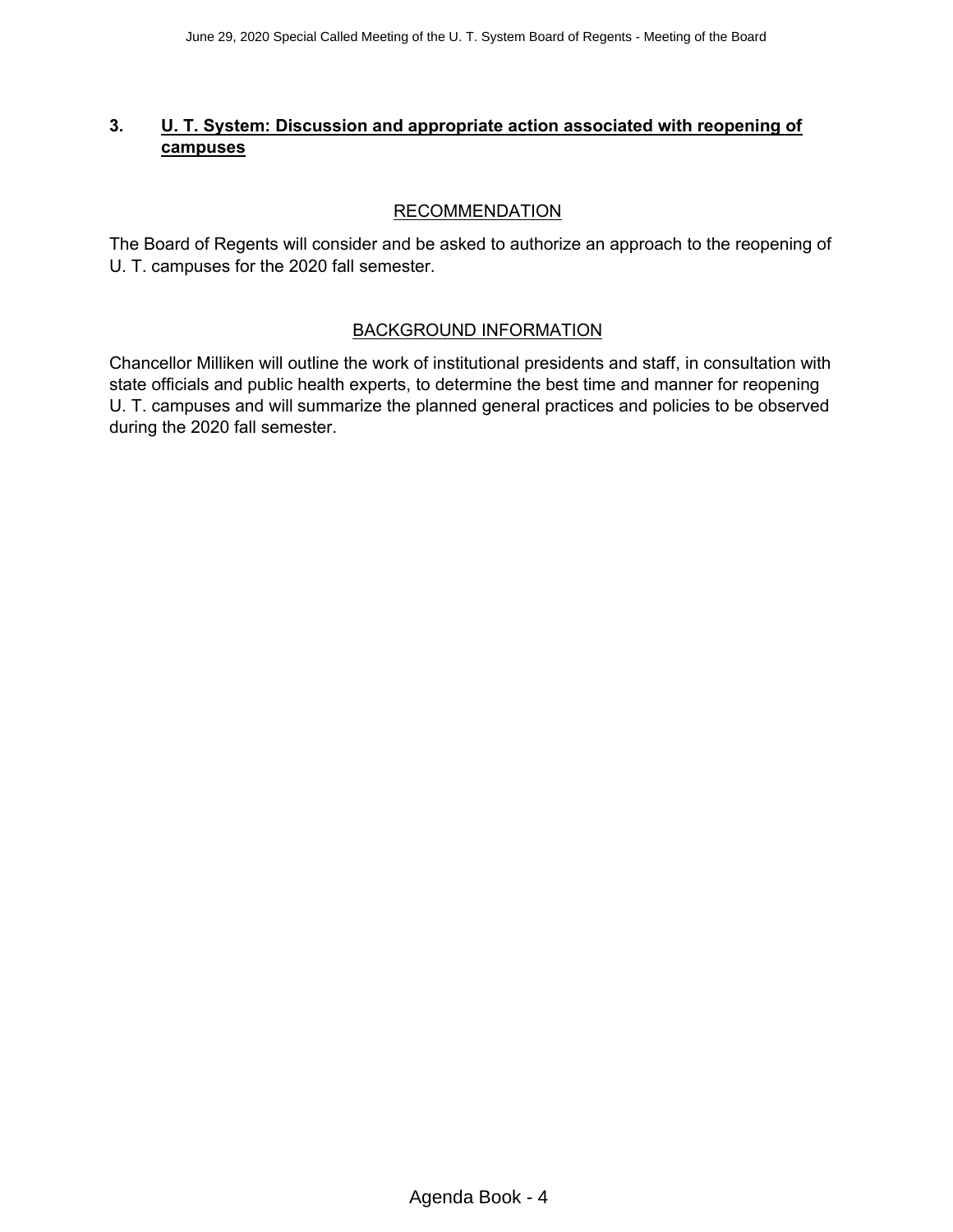## 3. U. T. System: Discussion and appropriate action associated with reopening of campuses

### RECOMMENDATION

The Board of Regents will consider and be asked to authorize an approach to the reopening of U. T. campuses for the 2020 fall semester.

### BACKGROUND INFORMATION

Chancellor Milliken will outline the work of institutional presidents and staff, in consultation with state officials and public health experts, to determine the best time and manner for reopening U. T. campuses and will summarize the planned general practices and policies to be observed during the 2020 fall semester.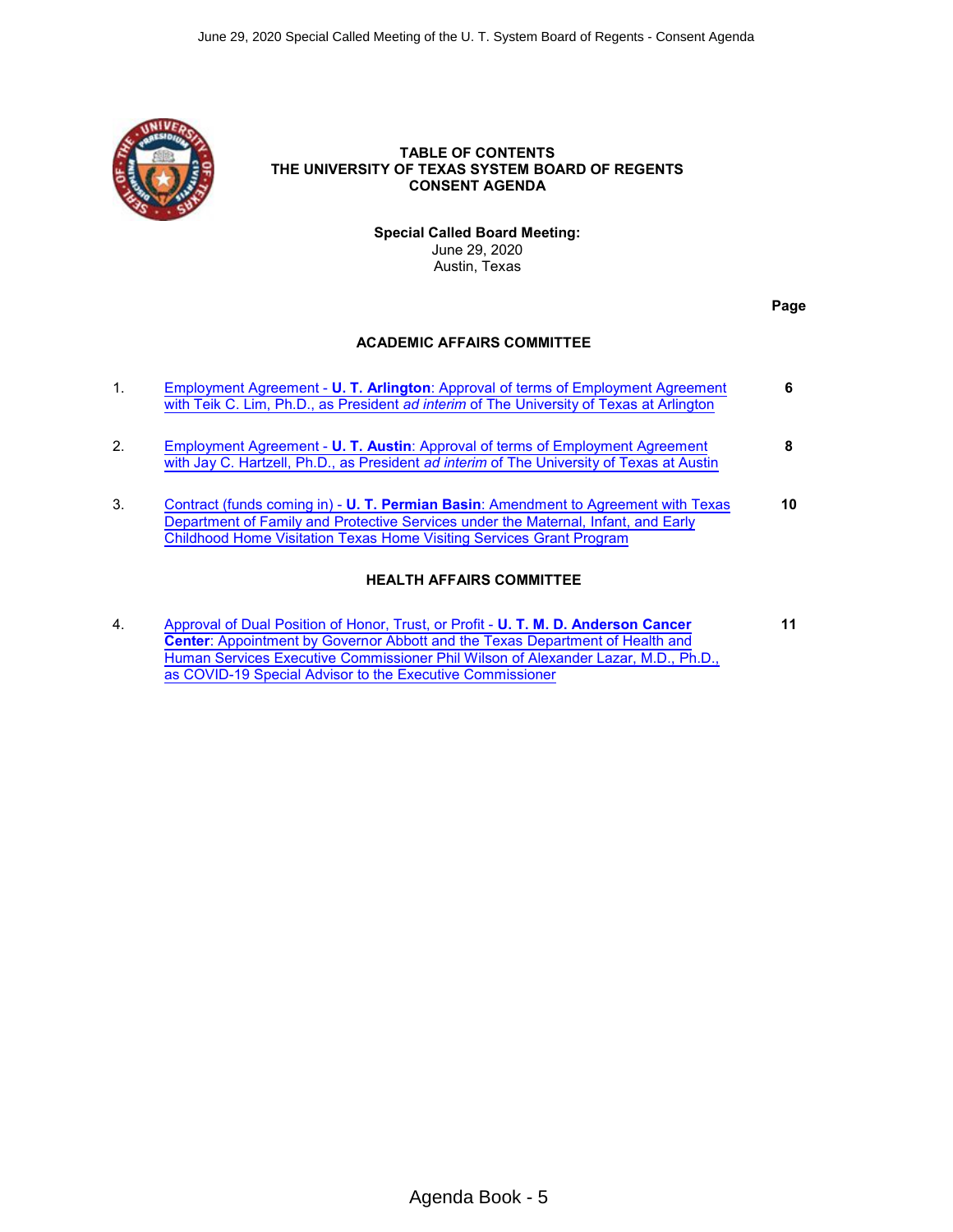# TABLE OF CONTENTS
# THE UNIVERSITY OF TEXAS SYSTEM BOARD OF REGENTS
# CONSENT AGENDA

**Special Called Board Meeting:**
June 29, 2020
Austin, Texas

| | | Page |
|---|---|---|
| | **ACADEMIC AFFAIRS COMMITTEE** | |
| 1. | Employment Agreement - **U. T. Arlington**: Approval of terms of Employment Agreement with Teik C. Lim, Ph.D., as President *ad interim* of The University of Texas at Arlington | **6** |
| 2. | Employment Agreement - **U. T. Austin**: Approval of terms of Employment Agreement with Jay C. Hartzell, Ph.D., as President *ad interim* of The University of Texas at Austin | **8** |
| 3. | Contract (funds coming in) - **U. T. Permian Basin**: Amendment to Agreement with Texas Department of Family and Protective Services under the Maternal, Infant, and Early Childhood Home Visitation Texas Home Visiting Services Grant Program | **10** |
| | **HEALTH AFFAIRS COMMITTEE** | |
| 4. | Approval of Dual Position of Honor, Trust, or Profit - **U. T. M. D. Anderson Cancer Center**: Appointment by Governor Abbott and the Texas Department of Health and Human Services Executive Commissioner Phil Wilson of Alexander Lazar, M.D., Ph.D., as COVID-19 Special Advisor to the Executive Commissioner | **11** |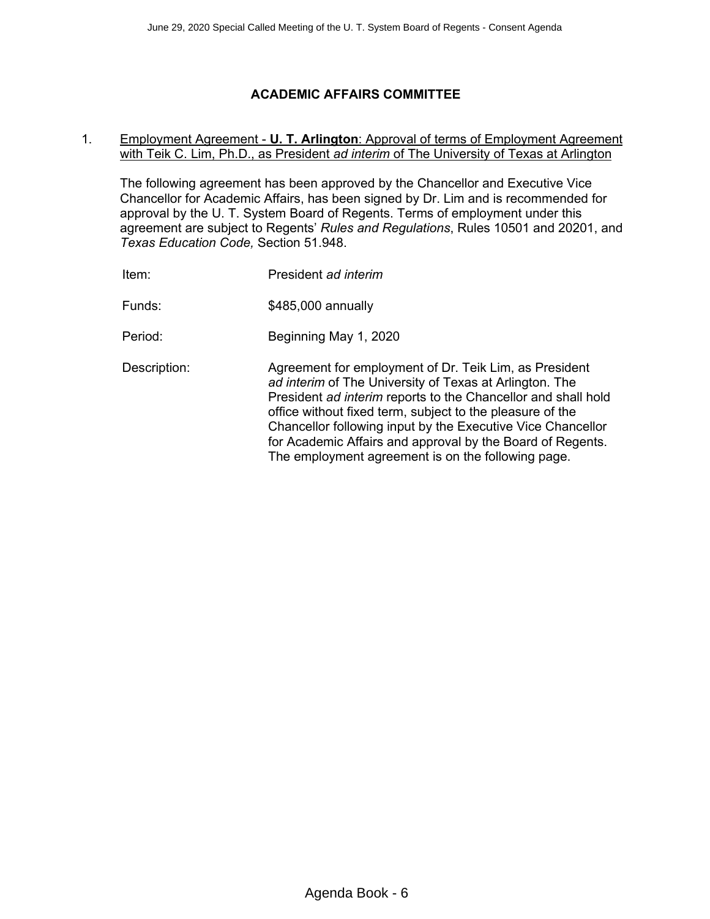## ACADEMIC AFFAIRS COMMITTEE

1. Employment Agreement - **U. T. Arlington**: Approval of terms of Employment Agreement with Teik C. Lim, Ph.D., as President *ad interim* of The University of Texas at Arlington

   The following agreement has been approved by the Chancellor and Executive Vice Chancellor for Academic Affairs, has been signed by Dr. Lim and is recommended for approval by the U. T. System Board of Regents. Terms of employment under this agreement are subject to Regents' *Rules and Regulations*, Rules 10501 and 20201, and *Texas Education Code,* Section 51.948.

| | |
|---|---|
| Item: | President *ad interim* |
| Funds: | $485,000 annually |
| Period: | Beginning May 1, 2020 |
| Description: | Agreement for employment of Dr. Teik Lim, as President *ad interim* of The University of Texas at Arlington. The President *ad interim* reports to the Chancellor and shall hold office without fixed term, subject to the pleasure of the Chancellor following input by the Executive Vice Chancellor for Academic Affairs and approval by the Board of Regents. The employment agreement is on the following page. |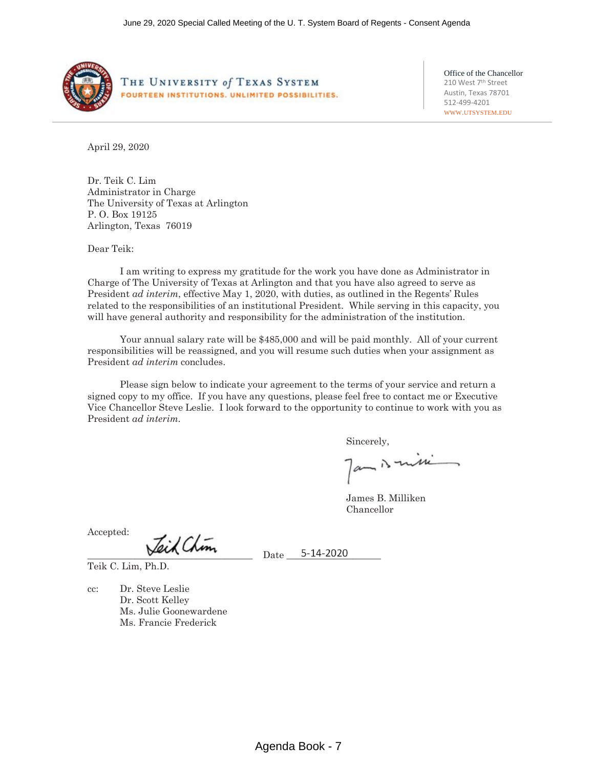**THE UNIVERSITY *of* TEXAS SYSTEM**
FOURTEEN INSTITUTIONS. UNLIMITED POSSIBILITIES.

Office of the Chancellor
210 West 7th Street
Austin, Texas 78701
512-499-4201
WWW.UTSYSTEM.EDU

April 29, 2020

Dr. Teik C. Lim
Administrator in Charge
The University of Texas at Arlington
P. O. Box 19125
Arlington, Texas 76019

Dear Teik:

I am writing to express my gratitude for the work you have done as Administrator in Charge of The University of Texas at Arlington and that you have also agreed to serve as President *ad interim*, effective May 1, 2020, with duties, as outlined in the Regents' Rules related to the responsibilities of an institutional President. While serving in this capacity, you will have general authority and responsibility for the administration of the institution.

Your annual salary rate will be $485,000 and will be paid monthly. All of your current responsibilities will be reassigned, and you will resume such duties when your assignment as President *ad interim* concludes.

Please sign below to indicate your agreement to the terms of your service and return a signed copy to my office. If you have any questions, please feel free to contact me or Executive Vice Chancellor Steve Leslie. I look forward to the opportunity to continue to work with you as President *ad interim*.

Sincerely,

James B. Milliken
Chancellor

Accepted:

Teik C. Lim, Ph.D.

Date 5-14-2020

cc: Dr. Steve Leslie
Dr. Scott Kelley
Ms. Julie Goonewardene
Ms. Francie Frederick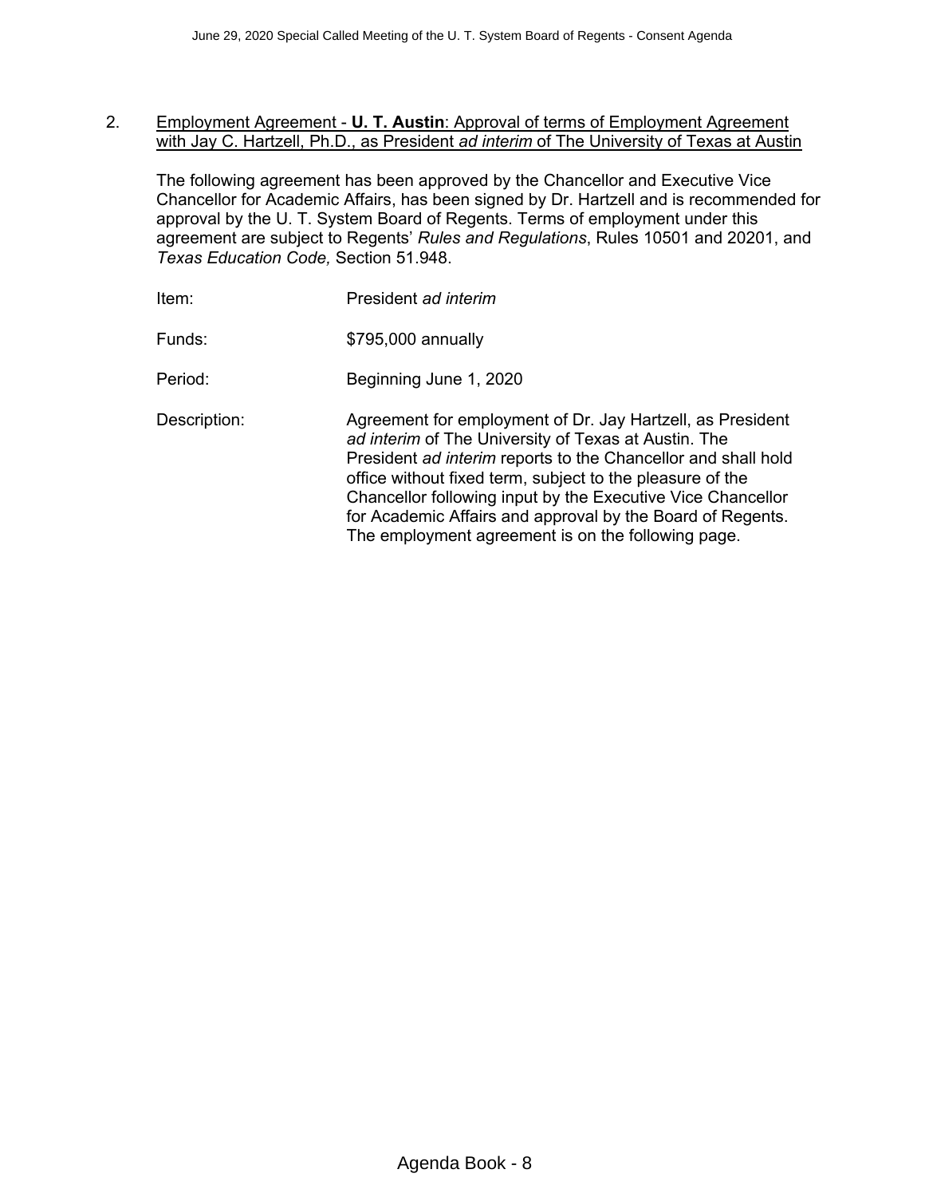2. Employment Agreement - **U. T. Austin**: Approval of terms of Employment Agreement with Jay C. Hartzell, Ph.D., as President *ad interim* of The University of Texas at Austin

The following agreement has been approved by the Chancellor and Executive Vice Chancellor for Academic Affairs, has been signed by Dr. Hartzell and is recommended for approval by the U. T. System Board of Regents. Terms of employment under this agreement are subject to Regents' *Rules and Regulations*, Rules 10501 and 20201, and *Texas Education Code,* Section 51.948.

| | |
|---|---|
| Item: | President *ad interim* |
| Funds: | $795,000 annually |
| Period: | Beginning June 1, 2020 |
| Description: | Agreement for employment of Dr. Jay Hartzell, as President *ad interim* of The University of Texas at Austin. The President *ad interim* reports to the Chancellor and shall hold office without fixed term, subject to the pleasure of the Chancellor following input by the Executive Vice Chancellor for Academic Affairs and approval by the Board of Regents. The employment agreement is on the following page. |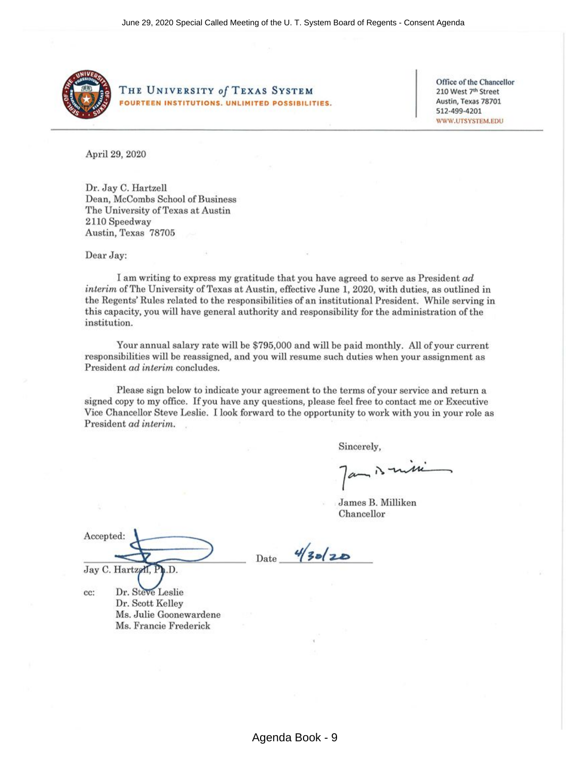**The University *of* Texas System**
FOURTEEN INSTITUTIONS. UNLIMITED POSSIBILITIES.

Office of the Chancellor
210 West 7th Street
Austin, Texas 78701
512-499-4201
WWW.UTSYSTEM.EDU

April 29, 2020

Dr. Jay C. Hartzell
Dean, McCombs School of Business
The University of Texas at Austin
2110 Speedway
Austin, Texas 78705

Dear Jay:

I am writing to express my gratitude that you have agreed to serve as President *ad interim* of The University of Texas at Austin, effective June 1, 2020, with duties, as outlined in the Regents' Rules related to the responsibilities of an institutional President. While serving in this capacity, you will have general authority and responsibility for the administration of the institution.

Your annual salary rate will be $795,000 and will be paid monthly. All of your current responsibilities will be reassigned, and you will resume such duties when your assignment as President *ad interim* concludes.

Please sign below to indicate your agreement to the terms of your service and return a signed copy to my office. If you have any questions, please feel free to contact me or Executive Vice Chancellor Steve Leslie. I look forward to the opportunity to work with you in your role as President *ad interim*.

Sincerely,

James B. Milliken
Chancellor

Accepted: ______________________ Date 4/30/20

Jay C. Hartzell, Ph.D.

cc: Dr. Steve Leslie
Dr. Scott Kelley
Ms. Julie Goonewardene
Ms. Francie Frederick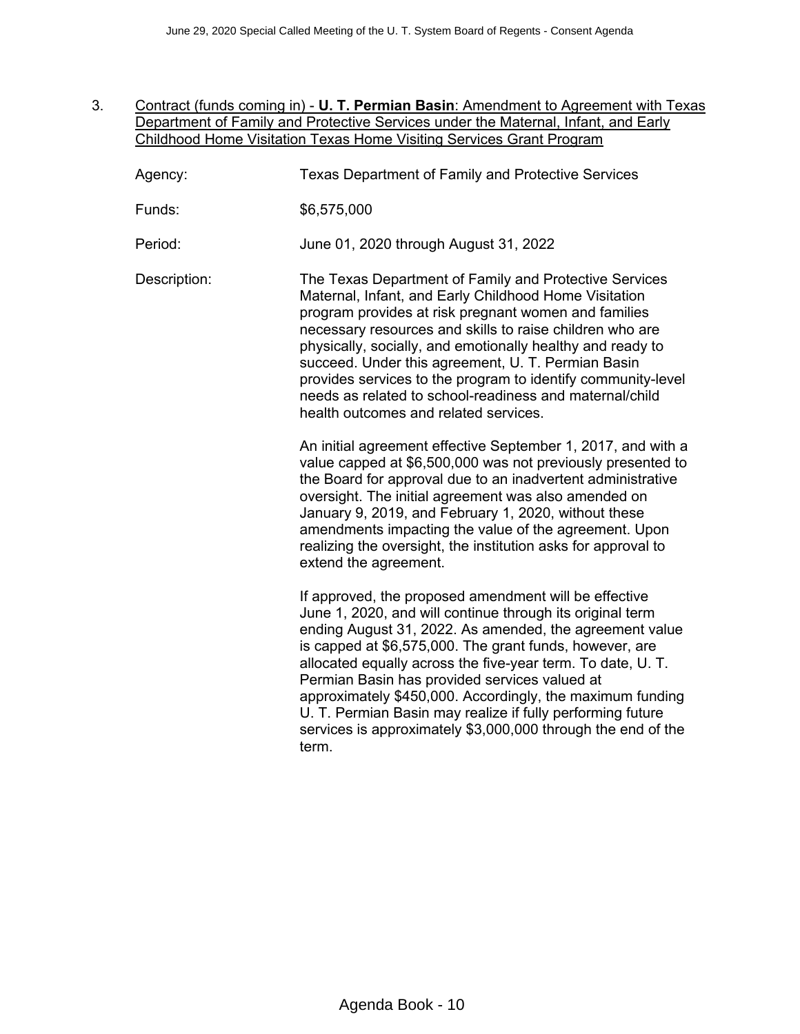3. Contract (funds coming in) - **U. T. Permian Basin**: Amendment to Agreement with Texas Department of Family and Protective Services under the Maternal, Infant, and Early Childhood Home Visitation Texas Home Visiting Services Grant Program

Agency: Texas Department of Family and Protective Services

Funds: $6,575,000

Period: June 01, 2020 through August 31, 2022

Description: The Texas Department of Family and Protective Services Maternal, Infant, and Early Childhood Home Visitation program provides at risk pregnant women and families necessary resources and skills to raise children who are physically, socially, and emotionally healthy and ready to succeed. Under this agreement, U. T. Permian Basin provides services to the program to identify community-level needs as related to school-readiness and maternal/child health outcomes and related services.

An initial agreement effective September 1, 2017, and with a value capped at $6,500,000 was not previously presented to the Board for approval due to an inadvertent administrative oversight. The initial agreement was also amended on January 9, 2019, and February 1, 2020, without these amendments impacting the value of the agreement. Upon realizing the oversight, the institution asks for approval to extend the agreement.

If approved, the proposed amendment will be effective June 1, 2020, and will continue through its original term ending August 31, 2022. As amended, the agreement value is capped at $6,575,000. The grant funds, however, are allocated equally across the five-year term. To date, U. T. Permian Basin has provided services valued at approximately $450,000. Accordingly, the maximum funding U. T. Permian Basin may realize if fully performing future services is approximately $3,000,000 through the end of the term.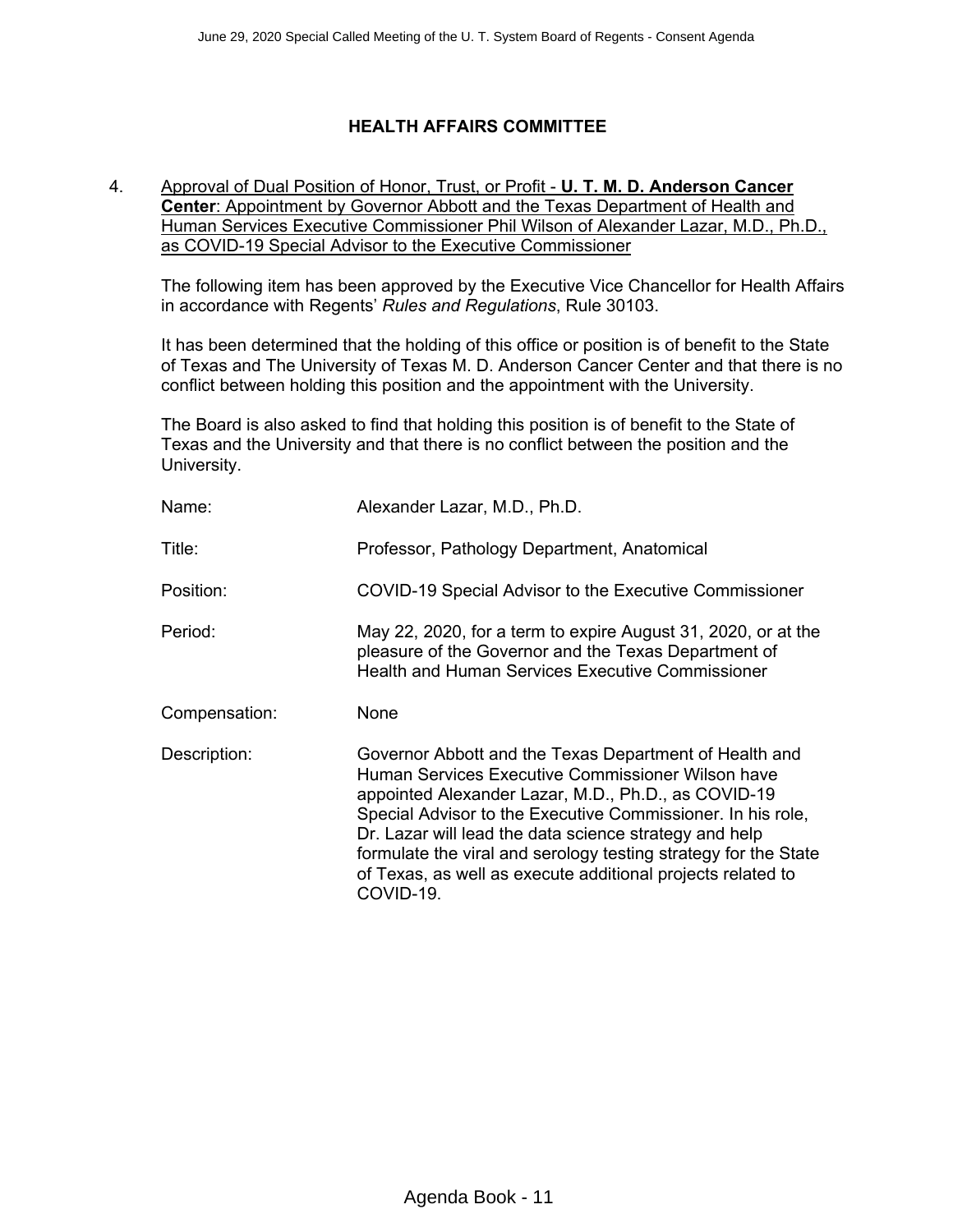## HEALTH AFFAIRS COMMITTEE

4. Approval of Dual Position of Honor, Trust, or Profit - **U. T. M. D. Anderson Cancer Center**: Appointment by Governor Abbott and the Texas Department of Health and Human Services Executive Commissioner Phil Wilson of Alexander Lazar, M.D., Ph.D., as COVID-19 Special Advisor to the Executive Commissioner

   The following item has been approved by the Executive Vice Chancellor for Health Affairs in accordance with Regents' *Rules and Regulations*, Rule 30103.

   It has been determined that the holding of this office or position is of benefit to the State of Texas and The University of Texas M. D. Anderson Cancer Center and that there is no conflict between holding this position and the appointment with the University.

   The Board is also asked to find that holding this position is of benefit to the State of Texas and the University and that there is no conflict between the position and the University.

| | |
|---|---|
| Name: | Alexander Lazar, M.D., Ph.D. |
| Title: | Professor, Pathology Department, Anatomical |
| Position: | COVID-19 Special Advisor to the Executive Commissioner |
| Period: | May 22, 2020, for a term to expire August 31, 2020, or at the pleasure of the Governor and the Texas Department of Health and Human Services Executive Commissioner |
| Compensation: | None |
| Description: | Governor Abbott and the Texas Department of Health and Human Services Executive Commissioner Wilson have appointed Alexander Lazar, M.D., Ph.D., as COVID-19 Special Advisor to the Executive Commissioner. In his role, Dr. Lazar will lead the data science strategy and help formulate the viral and serology testing strategy for the State of Texas, as well as execute additional projects related to COVID-19. |